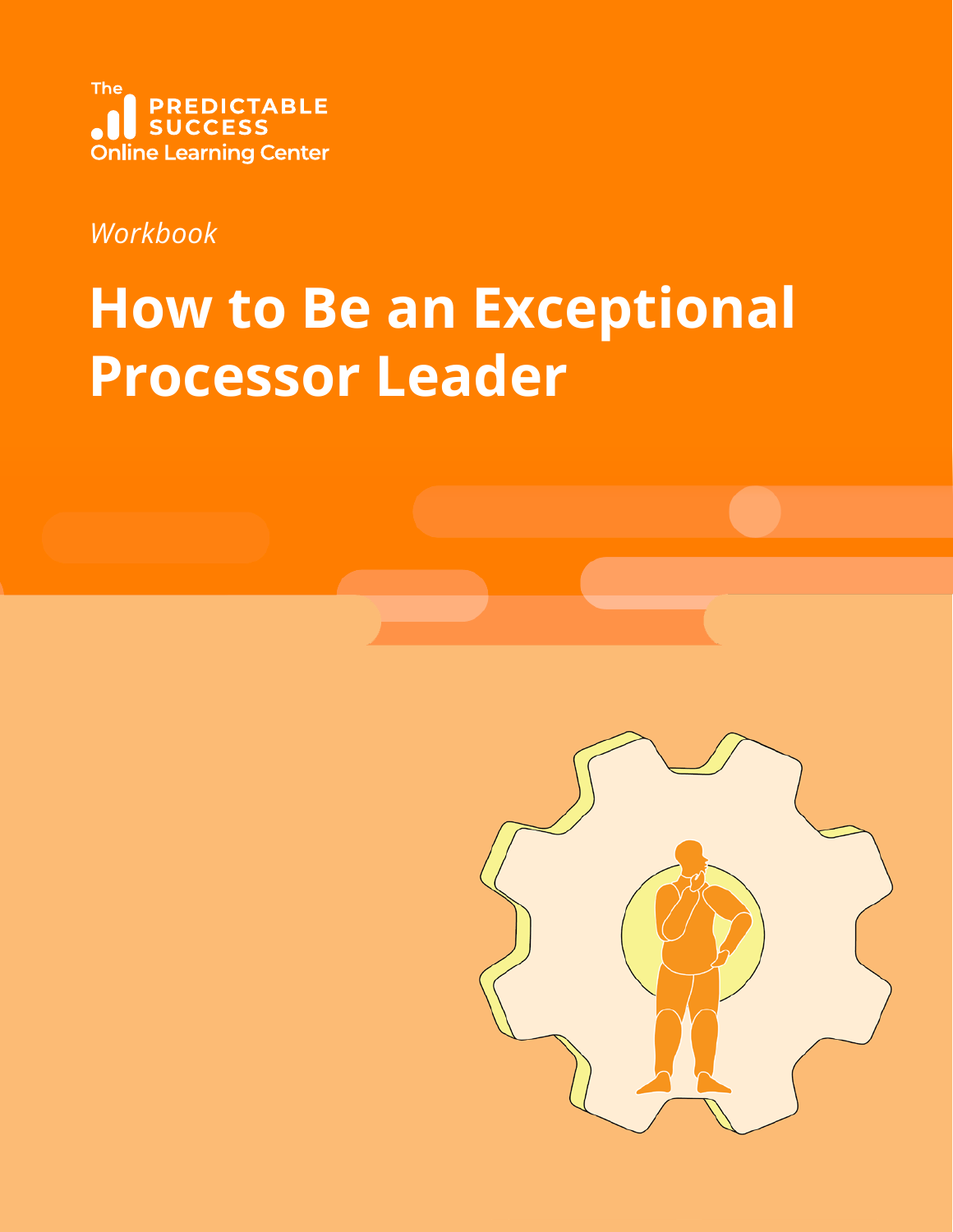The PREDICTABLE SUCCESS Online Learning Center

*Workbook*

# How to Be an Exceptional Processor Leader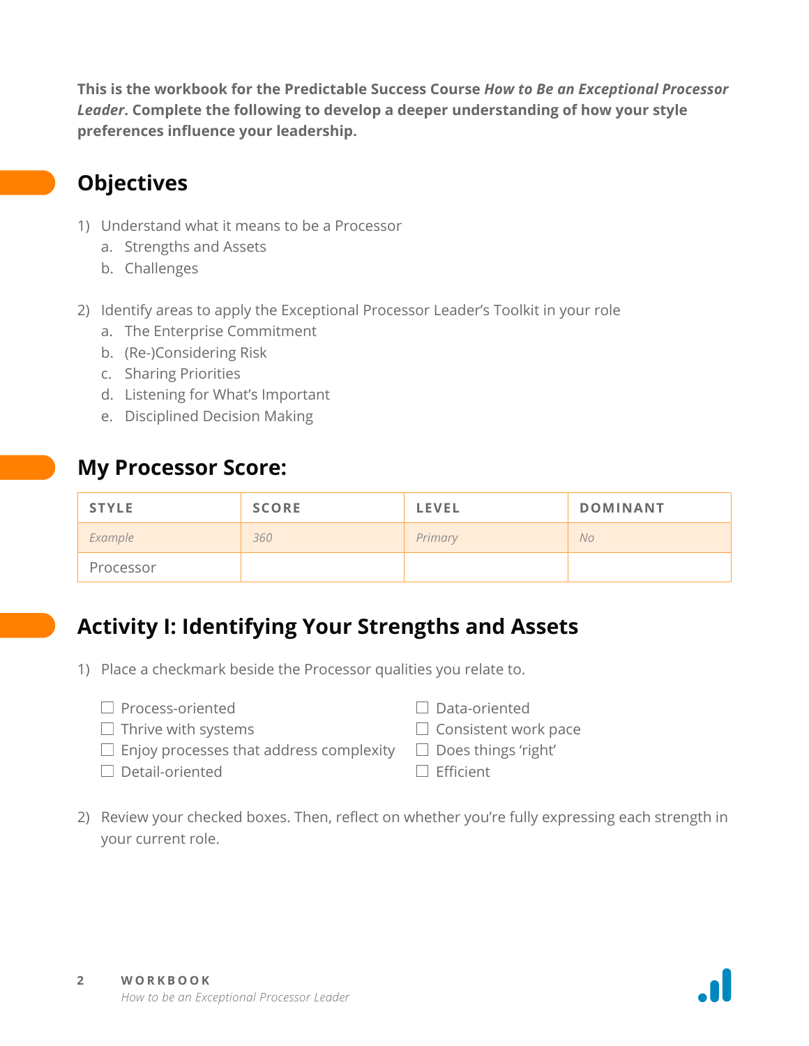**This is the workbook for the Predictable Success Course *How to Be an Exceptional Processor Leader*. Complete the following to develop a deeper understanding of how your style preferences influence your leadership.**

## Objectives

1) Understand what it means to be a Processor
   a. Strengths and Assets
   b. Challenges

2) Identify areas to apply the Exceptional Processor Leader's Toolkit in your role
   a. The Enterprise Commitment
   b. (Re-)Considering Risk
   c. Sharing Priorities
   d. Listening for What's Important
   e. Disciplined Decision Making

## My Processor Score:

| STYLE | SCORE | LEVEL | DOMINANT |
| --- | --- | --- | --- |
| *Example* | *360* | *Primary* | *No* |
| Processor | | | |

## Activity I: Identifying Your Strengths and Assets

1) Place a checkmark beside the Processor qualities you relate to.

- ☐ Process-oriented
- ☐ Thrive with systems
- ☐ Enjoy processes that address complexity
- ☐ Detail-oriented
- ☐ Data-oriented
- ☐ Consistent work pace
- ☐ Does things 'right'
- ☐ Efficient

2) Review your checked boxes. Then, reflect on whether you're fully expressing each strength in your current role.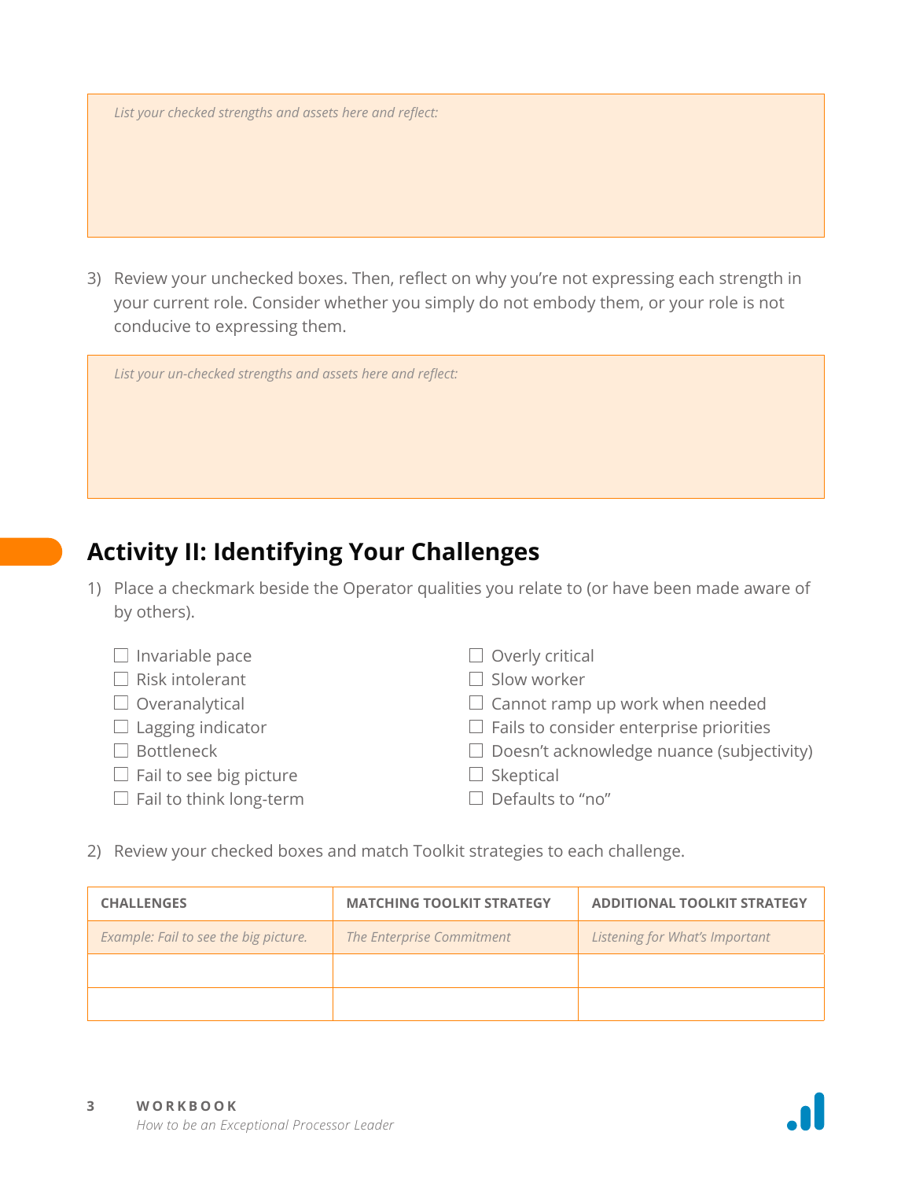*List your checked strengths and assets here and reflect:*

3) Review your unchecked boxes. Then, reflect on why you're not expressing each strength in your current role. Consider whether you simply do not embody them, or your role is not conducive to expressing them.

*List your un-checked strengths and assets here and reflect:*

## Activity II: Identifying Your Challenges

1) Place a checkmark beside the Operator qualities you relate to (or have been made aware of by others).

- ☐ Invariable pace
- ☐ Risk intolerant
- ☐ Overanalytical
- ☐ Lagging indicator
- ☐ Bottleneck
- ☐ Fail to see big picture
- ☐ Fail to think long-term
- ☐ Overly critical
- ☐ Slow worker
- ☐ Cannot ramp up work when needed
- ☐ Fails to consider enterprise priorities
- ☐ Doesn't acknowledge nuance (subjectivity)
- ☐ Skeptical
- ☐ Defaults to "no"

2) Review your checked boxes and match Toolkit strategies to each challenge.

| CHALLENGES | MATCHING TOOLKIT STRATEGY | ADDITIONAL TOOLKIT STRATEGY |
| --- | --- | --- |
| *Example: Fail to see the big picture.* | *The Enterprise Commitment* | *Listening for What's Important* |
| | | |
| | | |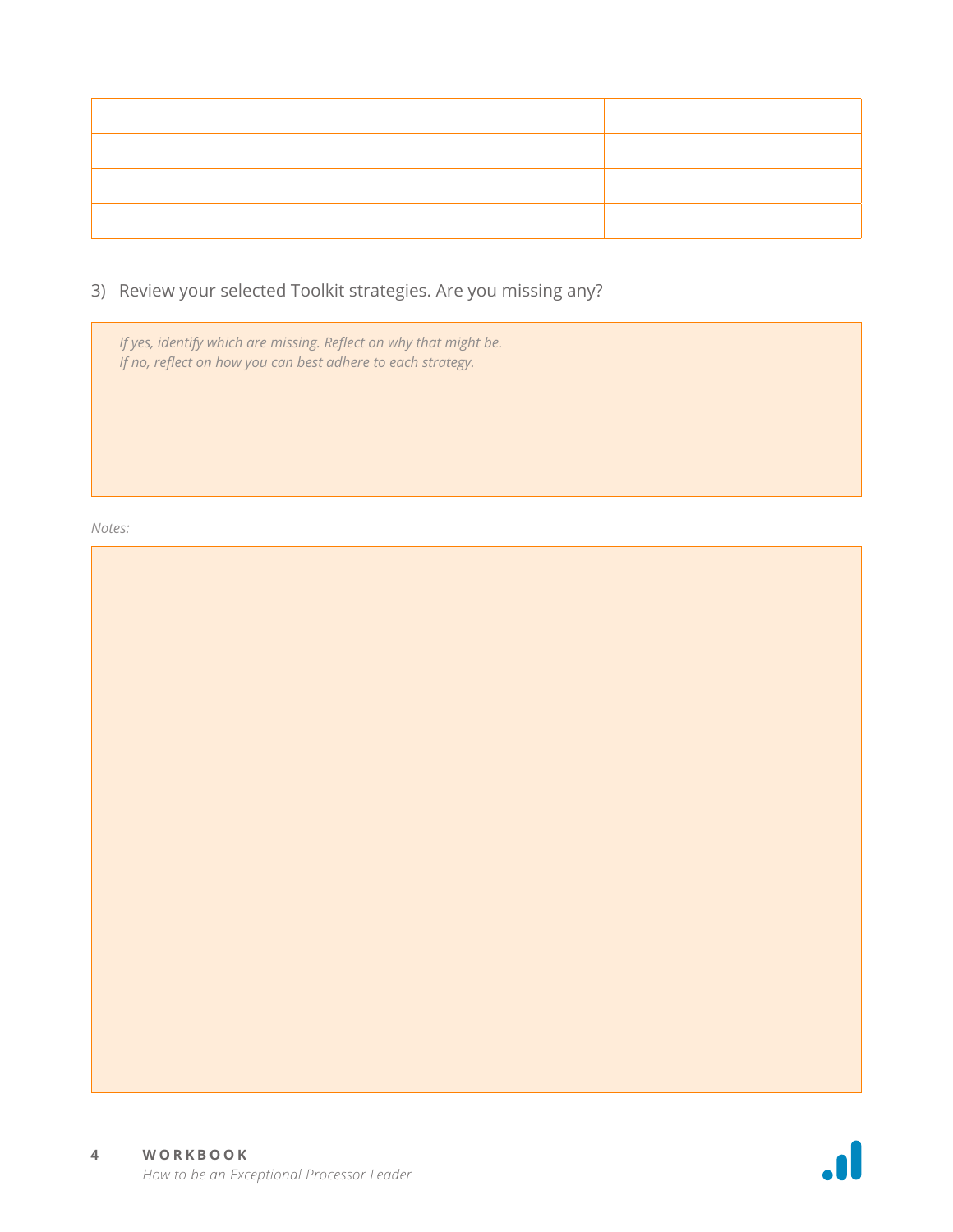| | | |
|---|---|---|
| | | |
| | | |
| | | |

3) Review your selected Toolkit strategies. Are you missing any?

| *If yes, identify which are missing. Reflect on why that might be.*<br>*If no, reflect on how you can best adhere to each strategy.* |
|---|

*Notes:*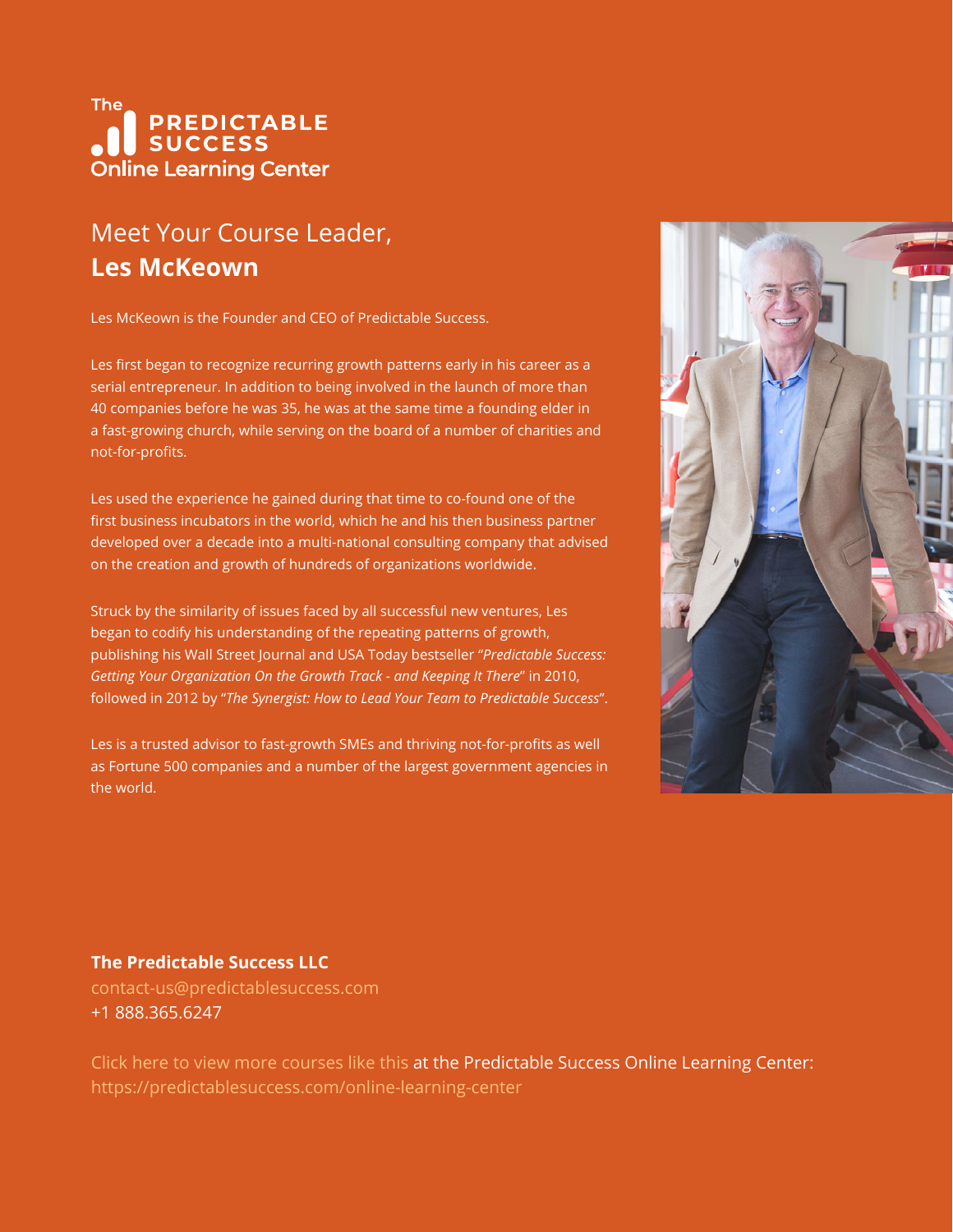The **PREDICTABLE SUCCESS**
Online Learning Center

## Meet Your Course Leader,
## **Les McKeown**

Les McKeown is the Founder and CEO of Predictable Success.

Les first began to recognize recurring growth patterns early in his career as a serial entrepreneur. In addition to being involved in the launch of more than 40 companies before he was 35, he was at the same time a founding elder in a fast-growing church, while serving on the board of a number of charities and not-for-profits.

Les used the experience he gained during that time to co-found one of the first business incubators in the world, which he and his then business partner developed over a decade into a multi-national consulting company that advised on the creation and growth of hundreds of organizations worldwide.

Struck by the similarity of issues faced by all successful new ventures, Les began to codify his understanding of the repeating patterns of growth, publishing his Wall Street Journal and USA Today bestseller "*Predictable Success: Getting Your Organization On the Growth Track - and Keeping It There*" in 2010, followed in 2012 by "*The Synergist: How to Lead Your Team to Predictable Success*".

Les is a trusted advisor to fast-growth SMEs and thriving not-for-profits as well as Fortune 500 companies and a number of the largest government agencies in the world.

**The Predictable Success LLC**
contact-us@predictablesuccess.com
+1 888.365.6247

Click here to view more courses like this at the Predictable Success Online Learning Center:
https://predictablesuccess.com/online-learning-center